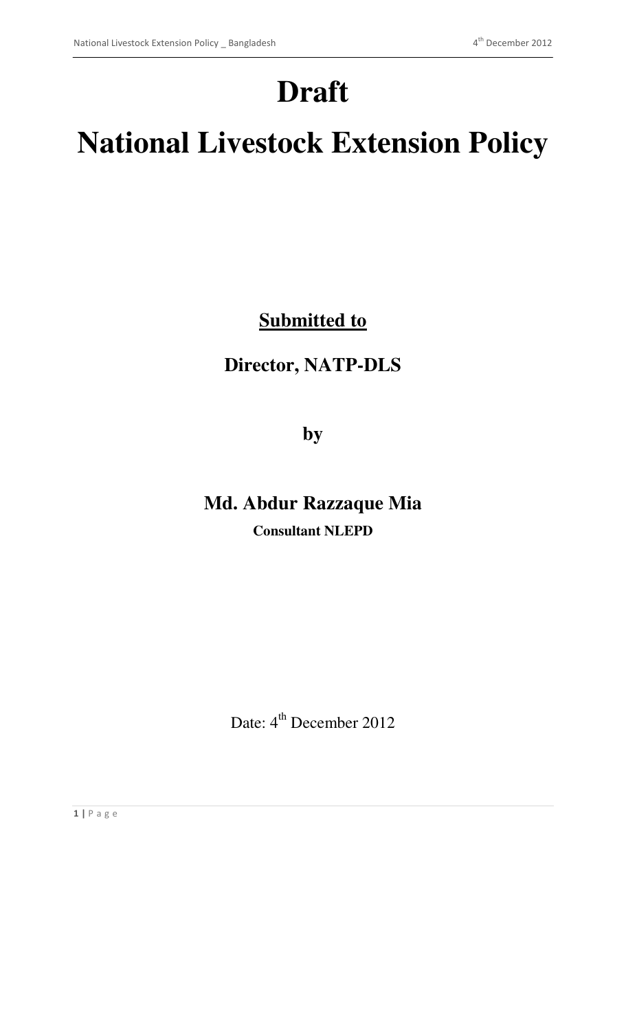# Draft

# National Livestock Extension Policy

**Submitted to**

**Director, NATP-DLS**

**by**

**Md. Abdur Razzaque Mia**

**Consultant NLEPD**

Date: 4th December 2012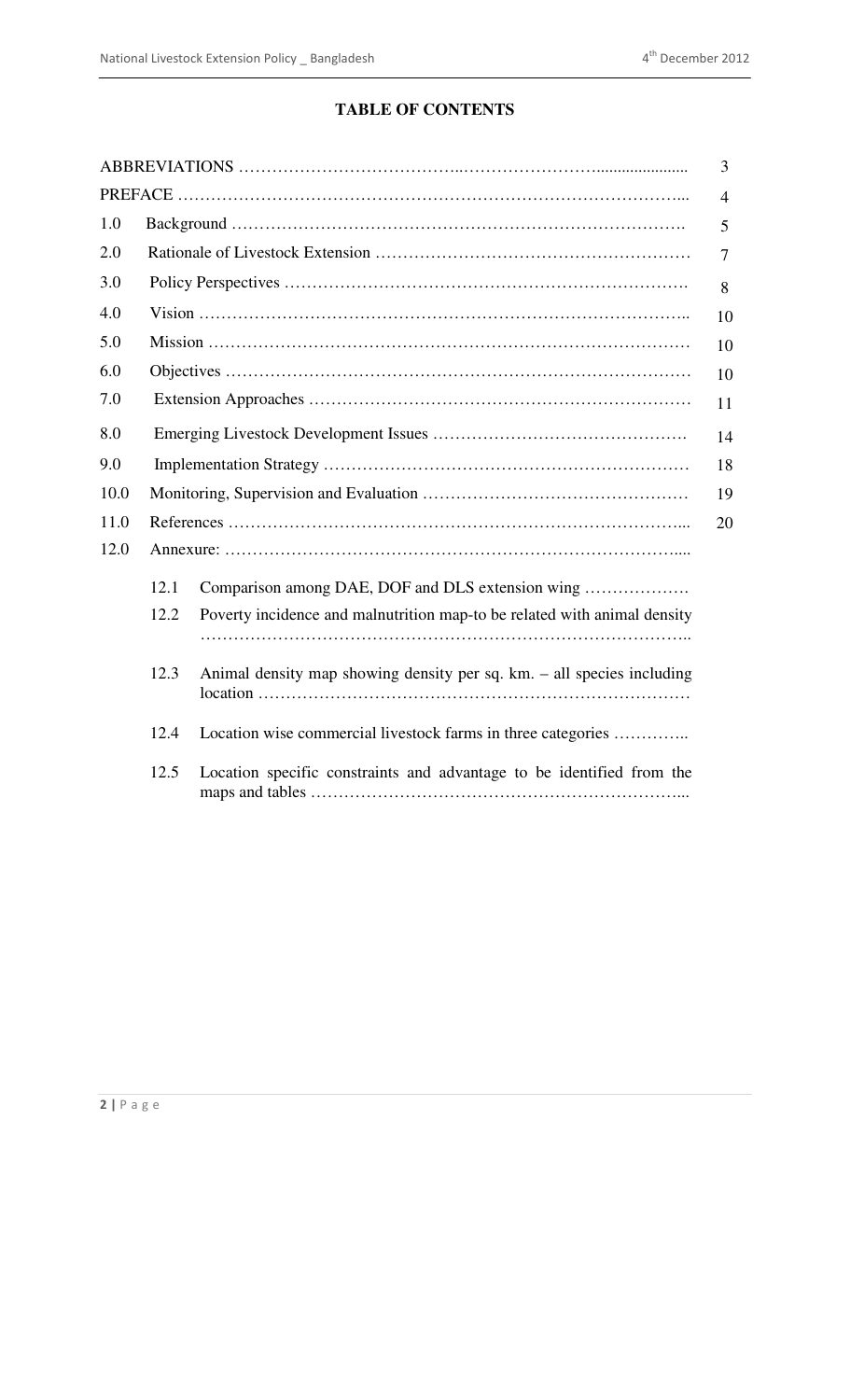# TABLE OF CONTENTS

| | | Page |
|---|---|---|
| ABBREVIATIONS | | 3 |
| PREFACE | | 4 |
| 1.0 | Background | 5 |
| 2.0 | Rationale of Livestock Extension | 7 |
| 3.0 | Policy Perspectives | 8 |
| 4.0 | Vision | 10 |
| 5.0 | Mission | 10 |
| 6.0 | Objectives | 10 |
| 7.0 | Extension Approaches | 11 |
| 8.0 | Emerging Livestock Development Issues | 14 |
| 9.0 | Implementation Strategy | 18 |
| 10.0 | Monitoring, Supervision and Evaluation | 19 |
| 11.0 | References | 20 |
| 12.0 | Annexure: | |
| 12.1 | Comparison among DAE, DOF and DLS extension wing | |
| 12.2 | Poverty incidence and malnutrition map-to be related with animal density | |
| 12.3 | Animal density map showing density per sq. km. – all species including location | |
| 12.4 | Location wise commercial livestock farms in three categories | |
| 12.5 | Location specific constraints and advantage to be identified from the maps and tables | |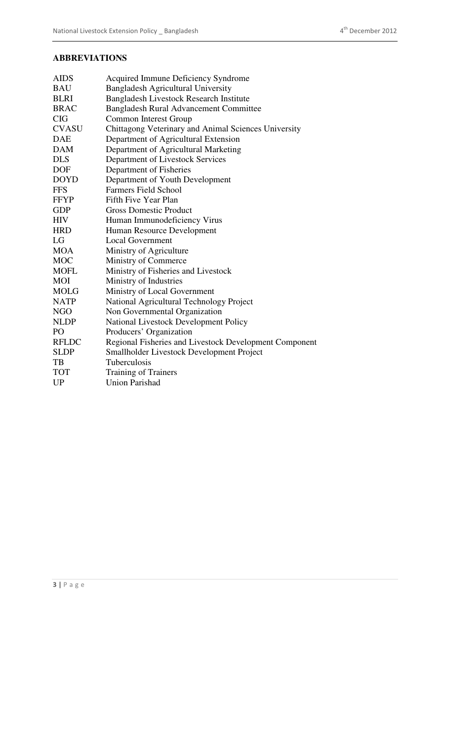## ABBREVIATIONS

| | |
|---|---|
| AIDS | Acquired Immune Deficiency Syndrome |
| BAU | Bangladesh Agricultural University |
| BLRI | Bangladesh Livestock Research Institute |
| BRAC | Bangladesh Rural Advancement Committee |
| CIG | Common Interest Group |
| CVASU | Chittagong Veterinary and Animal Sciences University |
| DAE | Department of Agricultural Extension |
| DAM | Department of Agricultural Marketing |
| DLS | Department of Livestock Services |
| DOF | Department of Fisheries |
| DOYD | Department of Youth Development |
| FFS | Farmers Field School |
| FFYP | Fifth Five Year Plan |
| GDP | Gross Domestic Product |
| HIV | Human Immunodeficiency Virus |
| HRD | Human Resource Development |
| LG | Local Government |
| MOA | Ministry of Agriculture |
| MOC | Ministry of Commerce |
| MOFL | Ministry of Fisheries and Livestock |
| MOI | Ministry of Industries |
| MOLG | Ministry of Local Government |
| NATP | National Agricultural Technology Project |
| NGO | Non Governmental Organization |
| NLDP | National Livestock Development Policy |
| PO | Producers' Organization |
| RFLDC | Regional Fisheries and Livestock Development Component |
| SLDP | Smallholder Livestock Development Project |
| TB | Tuberculosis |
| TOT | Training of Trainers |
| UP | Union Parishad |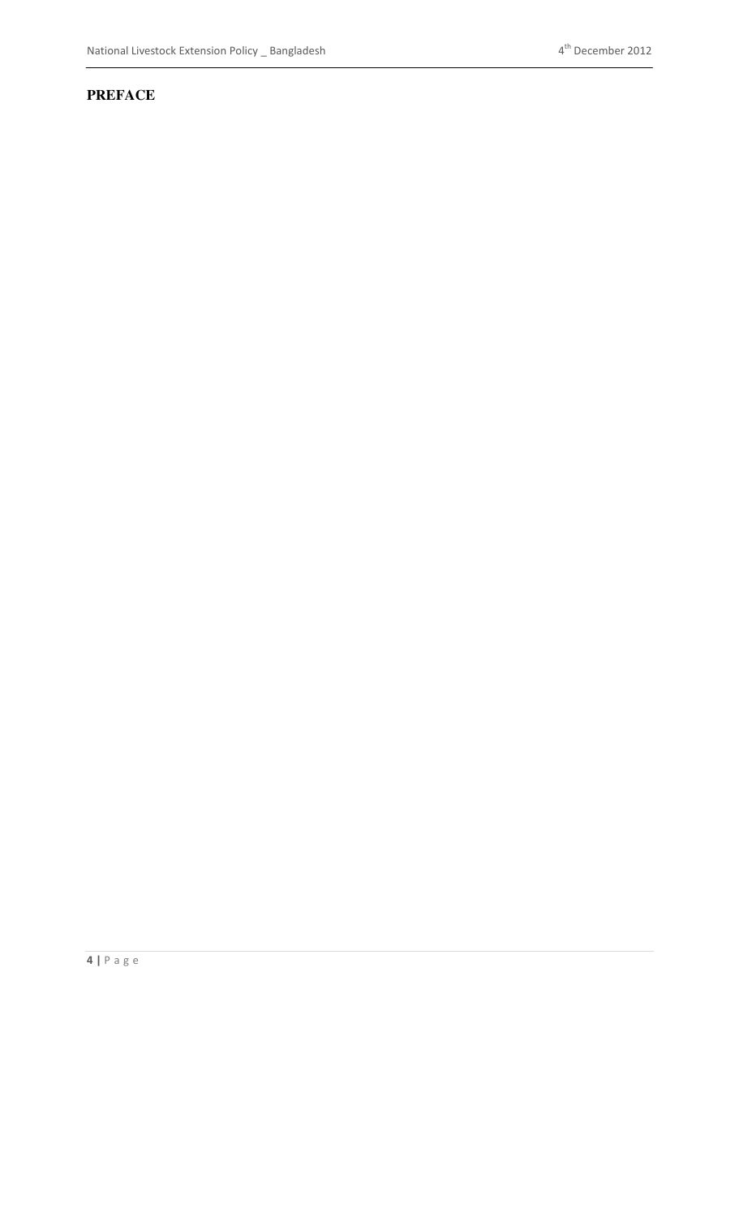## PREFACE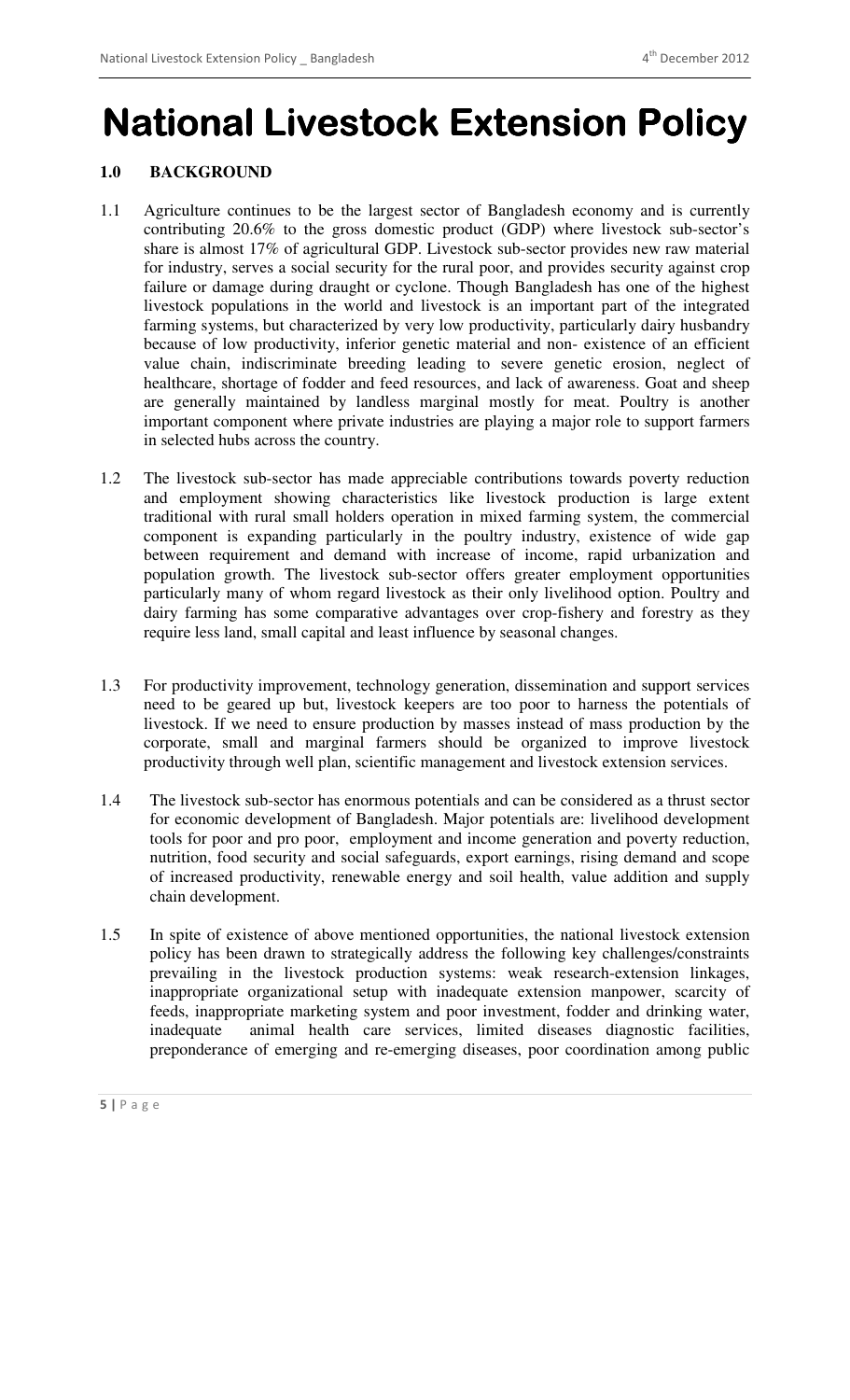# National Livestock Extension Policy

## 1.0 BACKGROUND

1.1 Agriculture continues to be the largest sector of Bangladesh economy and is currently contributing 20.6% to the gross domestic product (GDP) where livestock sub-sector's share is almost 17% of agricultural GDP. Livestock sub-sector provides new raw material for industry, serves a social security for the rural poor, and provides security against crop failure or damage during draught or cyclone. Though Bangladesh has one of the highest livestock populations in the world and livestock is an important part of the integrated farming systems, but characterized by very low productivity, particularly dairy husbandry because of low productivity, inferior genetic material and non- existence of an efficient value chain, indiscriminate breeding leading to severe genetic erosion, neglect of healthcare, shortage of fodder and feed resources, and lack of awareness. Goat and sheep are generally maintained by landless marginal mostly for meat. Poultry is another important component where private industries are playing a major role to support farmers in selected hubs across the country.

1.2 The livestock sub-sector has made appreciable contributions towards poverty reduction and employment showing characteristics like livestock production is large extent traditional with rural small holders operation in mixed farming system, the commercial component is expanding particularly in the poultry industry, existence of wide gap between requirement and demand with increase of income, rapid urbanization and population growth. The livestock sub-sector offers greater employment opportunities particularly many of whom regard livestock as their only livelihood option. Poultry and dairy farming has some comparative advantages over crop-fishery and forestry as they require less land, small capital and least influence by seasonal changes.

1.3 For productivity improvement, technology generation, dissemination and support services need to be geared up but, livestock keepers are too poor to harness the potentials of livestock. If we need to ensure production by masses instead of mass production by the corporate, small and marginal farmers should be organized to improve livestock productivity through well plan, scientific management and livestock extension services.

1.4 The livestock sub-sector has enormous potentials and can be considered as a thrust sector for economic development of Bangladesh. Major potentials are: livelihood development tools for poor and pro poor, employment and income generation and poverty reduction, nutrition, food security and social safeguards, export earnings, rising demand and scope of increased productivity, renewable energy and soil health, value addition and supply chain development.

1.5 In spite of existence of above mentioned opportunities, the national livestock extension policy has been drawn to strategically address the following key challenges/constraints prevailing in the livestock production systems: weak research-extension linkages, inappropriate organizational setup with inadequate extension manpower, scarcity of feeds, inappropriate marketing system and poor investment, fodder and drinking water, inadequate animal health care services, limited diseases diagnostic facilities, preponderance of emerging and re-emerging diseases, poor coordination among public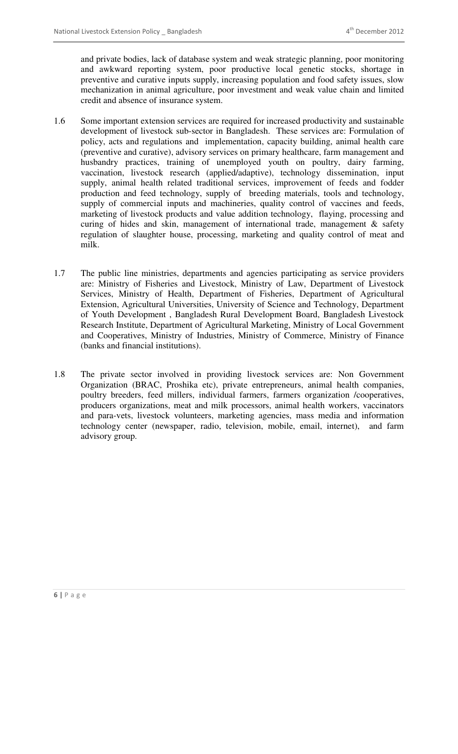and private bodies, lack of database system and weak strategic planning, poor monitoring and awkward reporting system, poor productive local genetic stocks, shortage in preventive and curative inputs supply, increasing population and food safety issues, slow mechanization in animal agriculture, poor investment and weak value chain and limited credit and absence of insurance system.

1.6 Some important extension services are required for increased productivity and sustainable development of livestock sub-sector in Bangladesh. These services are: Formulation of policy, acts and regulations and implementation, capacity building, animal health care (preventive and curative), advisory services on primary healthcare, farm management and husbandry practices, training of unemployed youth on poultry, dairy farming, vaccination, livestock research (applied/adaptive), technology dissemination, input supply, animal health related traditional services, improvement of feeds and fodder production and feed technology, supply of breeding materials, tools and technology, supply of commercial inputs and machineries, quality control of vaccines and feeds, marketing of livestock products and value addition technology, flaying, processing and curing of hides and skin, management of international trade, management & safety regulation of slaughter house, processing, marketing and quality control of meat and milk.

1.7 The public line ministries, departments and agencies participating as service providers are: Ministry of Fisheries and Livestock, Ministry of Law, Department of Livestock Services, Ministry of Health, Department of Fisheries, Department of Agricultural Extension, Agricultural Universities, University of Science and Technology, Department of Youth Development , Bangladesh Rural Development Board, Bangladesh Livestock Research Institute, Department of Agricultural Marketing, Ministry of Local Government and Cooperatives, Ministry of Industries, Ministry of Commerce, Ministry of Finance (banks and financial institutions).

1.8 The private sector involved in providing livestock services are: Non Government Organization (BRAC, Proshika etc), private entrepreneurs, animal health companies, poultry breeders, feed millers, individual farmers, farmers organization /cooperatives, producers organizations, meat and milk processors, animal health workers, vaccinators and para-vets, livestock volunteers, marketing agencies, mass media and information technology center (newspaper, radio, television, mobile, email, internet), and farm advisory group.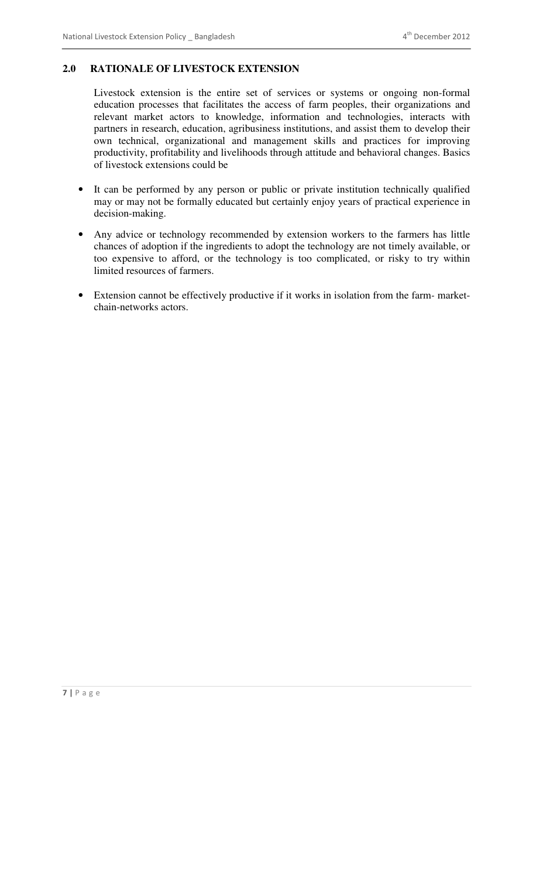## 2.0 RATIONALE OF LIVESTOCK EXTENSION

Livestock extension is the entire set of services or systems or ongoing non-formal education processes that facilitates the access of farm peoples, their organizations and relevant market actors to knowledge, information and technologies, interacts with partners in research, education, agribusiness institutions, and assist them to develop their own technical, organizational and management skills and practices for improving productivity, profitability and livelihoods through attitude and behavioral changes. Basics of livestock extensions could be

- It can be performed by any person or public or private institution technically qualified may or may not be formally educated but certainly enjoy years of practical experience in decision-making.
- Any advice or technology recommended by extension workers to the farmers has little chances of adoption if the ingredients to adopt the technology are not timely available, or too expensive to afford, or the technology is too complicated, or risky to try within limited resources of farmers.
- Extension cannot be effectively productive if it works in isolation from the farm- market-chain-networks actors.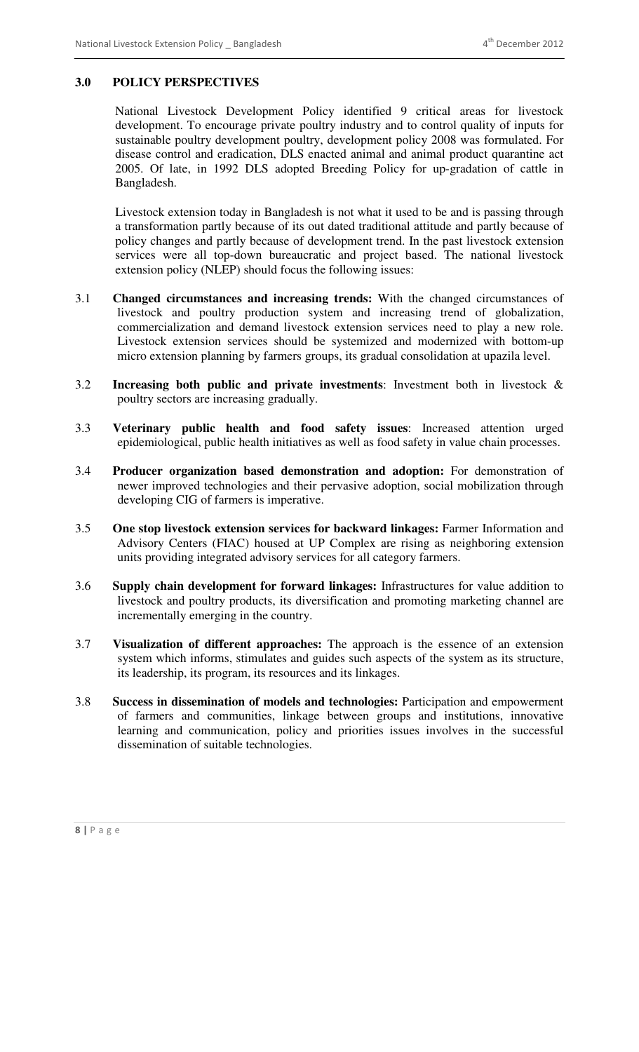## 3.0 POLICY PERSPECTIVES

National Livestock Development Policy identified 9 critical areas for livestock development. To encourage private poultry industry and to control quality of inputs for sustainable poultry development poultry, development policy 2008 was formulated. For disease control and eradication, DLS enacted animal and animal product quarantine act 2005. Of late, in 1992 DLS adopted Breeding Policy for up-gradation of cattle in Bangladesh.

Livestock extension today in Bangladesh is not what it used to be and is passing through a transformation partly because of its out dated traditional attitude and partly because of policy changes and partly because of development trend. In the past livestock extension services were all top-down bureaucratic and project based. The national livestock extension policy (NLEP) should focus the following issues:

3.1 **Changed circumstances and increasing trends:** With the changed circumstances of livestock and poultry production system and increasing trend of globalization, commercialization and demand livestock extension services need to play a new role. Livestock extension services should be systemized and modernized with bottom-up micro extension planning by farmers groups, its gradual consolidation at upazila level.

3.2 **Increasing both public and private investments**: Investment both in livestock & poultry sectors are increasing gradually.

3.3 **Veterinary public health and food safety issues**: Increased attention urged epidemiological, public health initiatives as well as food safety in value chain processes.

3.4 **Producer organization based demonstration and adoption:** For demonstration of newer improved technologies and their pervasive adoption, social mobilization through developing CIG of farmers is imperative.

3.5 **One stop livestock extension services for backward linkages:** Farmer Information and Advisory Centers (FIAC) housed at UP Complex are rising as neighboring extension units providing integrated advisory services for all category farmers.

3.6 **Supply chain development for forward linkages:** Infrastructures for value addition to livestock and poultry products, its diversification and promoting marketing channel are incrementally emerging in the country.

3.7 **Visualization of different approaches:** The approach is the essence of an extension system which informs, stimulates and guides such aspects of the system as its structure, its leadership, its program, its resources and its linkages.

3.8 **Success in dissemination of models and technologies:** Participation and empowerment of farmers and communities, linkage between groups and institutions, innovative learning and communication, policy and priorities issues involves in the successful dissemination of suitable technologies.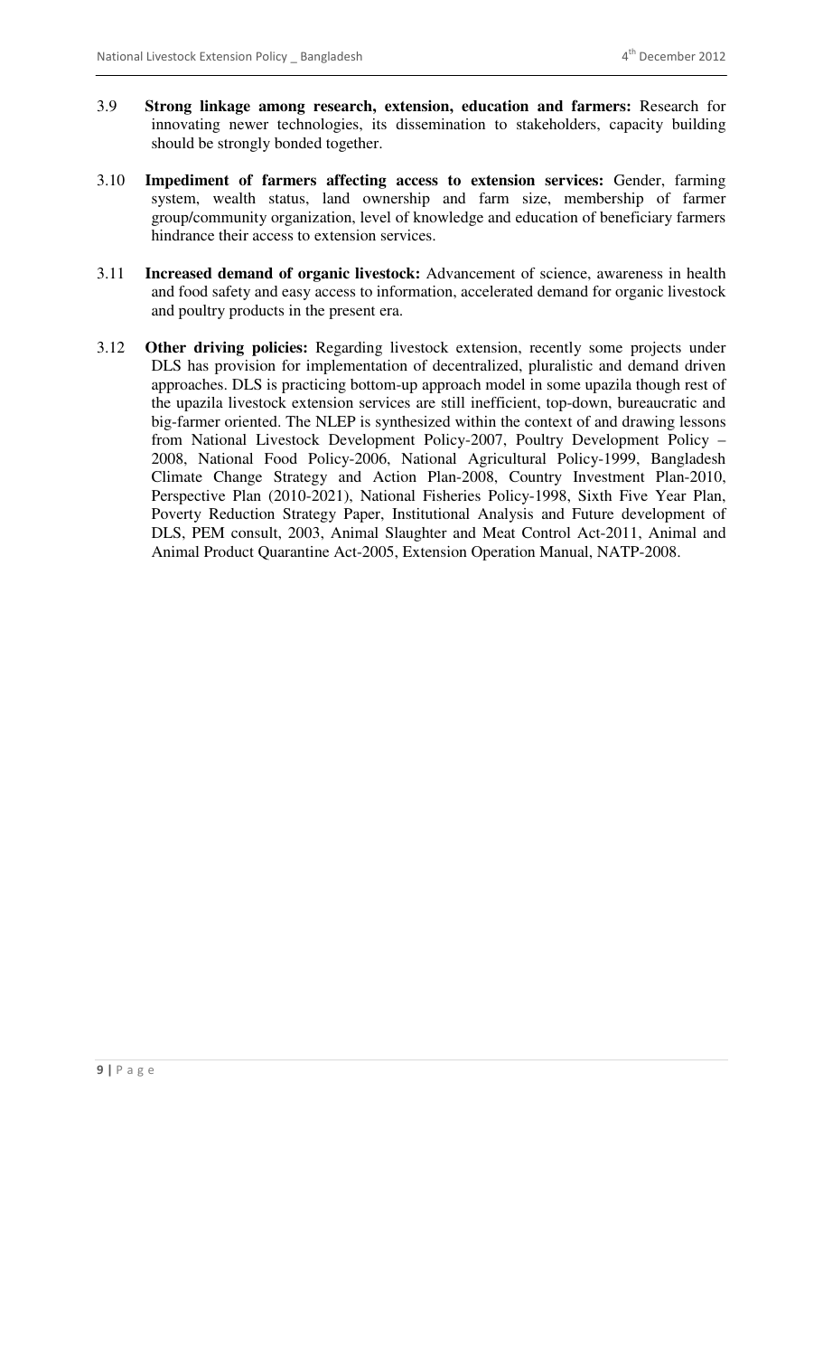3.9 **Strong linkage among research, extension, education and farmers:** Research for innovating newer technologies, its dissemination to stakeholders, capacity building should be strongly bonded together.

3.10 **Impediment of farmers affecting access to extension services:** Gender, farming system, wealth status, land ownership and farm size, membership of farmer group/community organization, level of knowledge and education of beneficiary farmers hindrance their access to extension services.

3.11 **Increased demand of organic livestock:** Advancement of science, awareness in health and food safety and easy access to information, accelerated demand for organic livestock and poultry products in the present era.

3.12 **Other driving policies:** Regarding livestock extension, recently some projects under DLS has provision for implementation of decentralized, pluralistic and demand driven approaches. DLS is practicing bottom-up approach model in some upazila though rest of the upazila livestock extension services are still inefficient, top-down, bureaucratic and big-farmer oriented. The NLEP is synthesized within the context of and drawing lessons from National Livestock Development Policy-2007, Poultry Development Policy – 2008, National Food Policy-2006, National Agricultural Policy-1999, Bangladesh Climate Change Strategy and Action Plan-2008, Country Investment Plan-2010, Perspective Plan (2010-2021), National Fisheries Policy-1998, Sixth Five Year Plan, Poverty Reduction Strategy Paper, Institutional Analysis and Future development of DLS, PEM consult, 2003, Animal Slaughter and Meat Control Act-2011, Animal and Animal Product Quarantine Act-2005, Extension Operation Manual, NATP-2008.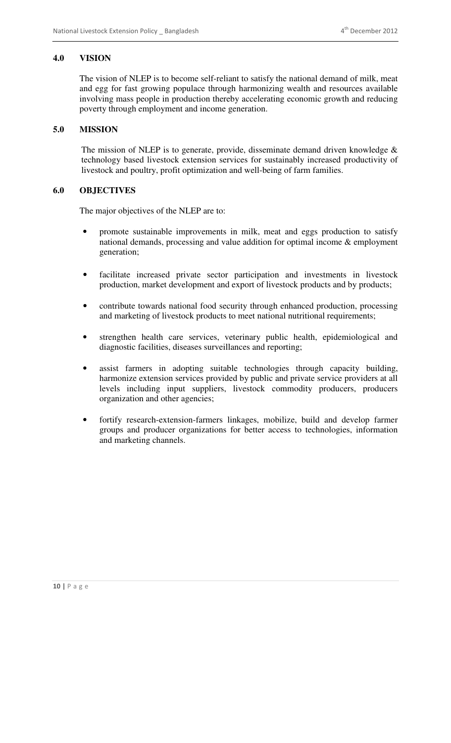## 4.0 VISION

The vision of NLEP is to become self-reliant to satisfy the national demand of milk, meat and egg for fast growing populace through harmonizing wealth and resources available involving mass people in production thereby accelerating economic growth and reducing poverty through employment and income generation.

## 5.0 MISSION

The mission of NLEP is to generate, provide, disseminate demand driven knowledge & technology based livestock extension services for sustainably increased productivity of livestock and poultry, profit optimization and well-being of farm families.

## 6.0 OBJECTIVES

The major objectives of the NLEP are to:

- promote sustainable improvements in milk, meat and eggs production to satisfy national demands, processing and value addition for optimal income & employment generation;
- facilitate increased private sector participation and investments in livestock production, market development and export of livestock products and by products;
- contribute towards national food security through enhanced production, processing and marketing of livestock products to meet national nutritional requirements;
- strengthen health care services, veterinary public health, epidemiological and diagnostic facilities, diseases surveillances and reporting;
- assist farmers in adopting suitable technologies through capacity building, harmonize extension services provided by public and private service providers at all levels including input suppliers, livestock commodity producers, producers organization and other agencies;
- fortify research-extension-farmers linkages, mobilize, build and develop farmer groups and producer organizations for better access to technologies, information and marketing channels.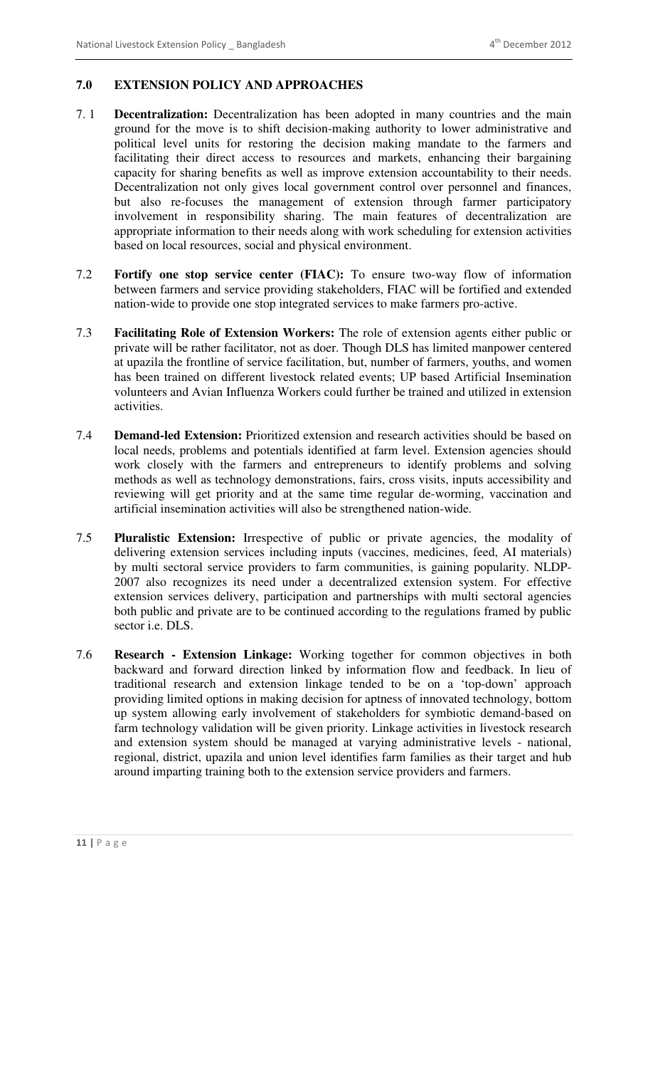## 7.0 EXTENSION POLICY AND APPROACHES

7. 1 **Decentralization:** Decentralization has been adopted in many countries and the main ground for the move is to shift decision-making authority to lower administrative and political level units for restoring the decision making mandate to the farmers and facilitating their direct access to resources and markets, enhancing their bargaining capacity for sharing benefits as well as improve extension accountability to their needs. Decentralization not only gives local government control over personnel and finances, but also re-focuses the management of extension through farmer participatory involvement in responsibility sharing. The main features of decentralization are appropriate information to their needs along with work scheduling for extension activities based on local resources, social and physical environment.

7.2 **Fortify one stop service center (FIAC):** To ensure two-way flow of information between farmers and service providing stakeholders, FIAC will be fortified and extended nation-wide to provide one stop integrated services to make farmers pro-active.

7.3 **Facilitating Role of Extension Workers:** The role of extension agents either public or private will be rather facilitator, not as doer. Though DLS has limited manpower centered at upazila the frontline of service facilitation, but, number of farmers, youths, and women has been trained on different livestock related events; UP based Artificial Insemination volunteers and Avian Influenza Workers could further be trained and utilized in extension activities.

7.4 **Demand-led Extension:** Prioritized extension and research activities should be based on local needs, problems and potentials identified at farm level. Extension agencies should work closely with the farmers and entrepreneurs to identify problems and solving methods as well as technology demonstrations, fairs, cross visits, inputs accessibility and reviewing will get priority and at the same time regular de-worming, vaccination and artificial insemination activities will also be strengthened nation-wide.

7.5 **Pluralistic Extension:** Irrespective of public or private agencies, the modality of delivering extension services including inputs (vaccines, medicines, feed, AI materials) by multi sectoral service providers to farm communities, is gaining popularity. NLDP-2007 also recognizes its need under a decentralized extension system. For effective extension services delivery, participation and partnerships with multi sectoral agencies both public and private are to be continued according to the regulations framed by public sector i.e. DLS.

7.6 **Research - Extension Linkage:** Working together for common objectives in both backward and forward direction linked by information flow and feedback. In lieu of traditional research and extension linkage tended to be on a 'top-down' approach providing limited options in making decision for aptness of innovated technology, bottom up system allowing early involvement of stakeholders for symbiotic demand-based on farm technology validation will be given priority. Linkage activities in livestock research and extension system should be managed at varying administrative levels - national, regional, district, upazila and union level identifies farm families as their target and hub around imparting training both to the extension service providers and farmers.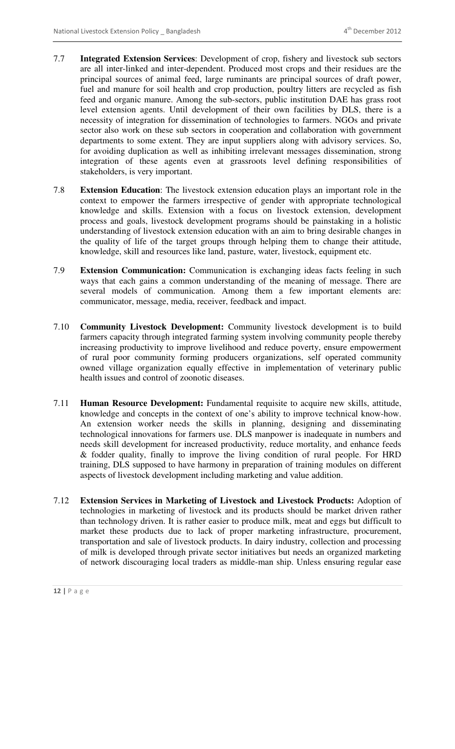7.7 **Integrated Extension Services**: Development of crop, fishery and livestock sub sectors are all inter-linked and inter-dependent. Produced most crops and their residues are the principal sources of animal feed, large ruminants are principal sources of draft power, fuel and manure for soil health and crop production, poultry litters are recycled as fish feed and organic manure. Among the sub-sectors, public institution DAE has grass root level extension agents. Until development of their own facilities by DLS, there is a necessity of integration for dissemination of technologies to farmers. NGOs and private sector also work on these sub sectors in cooperation and collaboration with government departments to some extent. They are input suppliers along with advisory services. So, for avoiding duplication as well as inhibiting irrelevant messages dissemination, strong integration of these agents even at grassroots level defining responsibilities of stakeholders, is very important.

7.8 **Extension Education**: The livestock extension education plays an important role in the context to empower the farmers irrespective of gender with appropriate technological knowledge and skills. Extension with a focus on livestock extension, development process and goals, livestock development programs should be painstaking in a holistic understanding of livestock extension education with an aim to bring desirable changes in the quality of life of the target groups through helping them to change their attitude, knowledge, skill and resources like land, pasture, water, livestock, equipment etc.

7.9 **Extension Communication:** Communication is exchanging ideas facts feeling in such ways that each gains a common understanding of the meaning of message. There are several models of communication. Among them a few important elements are: communicator, message, media, receiver, feedback and impact.

7.10 **Community Livestock Development:** Community livestock development is to build farmers capacity through integrated farming system involving community people thereby increasing productivity to improve livelihood and reduce poverty, ensure empowerment of rural poor community forming producers organizations, self operated community owned village organization equally effective in implementation of veterinary public health issues and control of zoonotic diseases.

7.11 **Human Resource Development:** Fundamental requisite to acquire new skills, attitude, knowledge and concepts in the context of one's ability to improve technical know-how. An extension worker needs the skills in planning, designing and disseminating technological innovations for farmers use. DLS manpower is inadequate in numbers and needs skill development for increased productivity, reduce mortality, and enhance feeds & fodder quality, finally to improve the living condition of rural people. For HRD training, DLS supposed to have harmony in preparation of training modules on different aspects of livestock development including marketing and value addition.

7.12 **Extension Services in Marketing of Livestock and Livestock Products:** Adoption of technologies in marketing of livestock and its products should be market driven rather than technology driven. It is rather easier to produce milk, meat and eggs but difficult to market these products due to lack of proper marketing infrastructure, procurement, transportation and sale of livestock products. In dairy industry, collection and processing of milk is developed through private sector initiatives but needs an organized marketing of network discouraging local traders as middle-man ship. Unless ensuring regular ease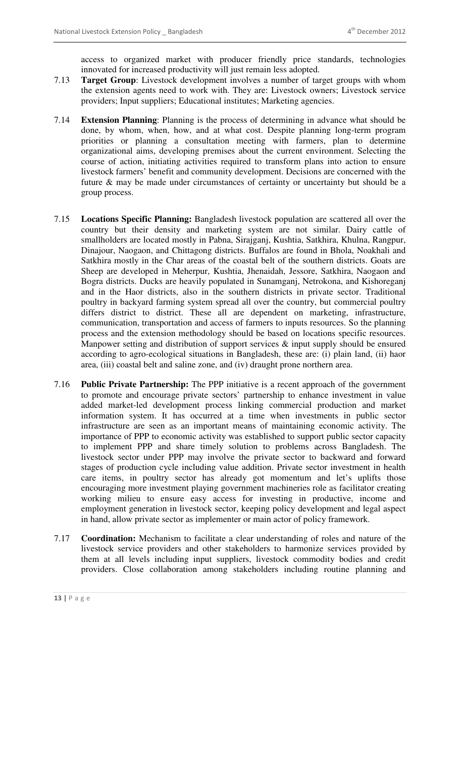access to organized market with producer friendly price standards, technologies innovated for increased productivity will just remain less adopted.

7.13 **Target Group**: Livestock development involves a number of target groups with whom the extension agents need to work with. They are: Livestock owners; Livestock service providers; Input suppliers; Educational institutes; Marketing agencies.

7.14 **Extension Planning**: Planning is the process of determining in advance what should be done, by whom, when, how, and at what cost. Despite planning long-term program priorities or planning a consultation meeting with farmers, plan to determine organizational aims, developing premises about the current environment. Selecting the course of action, initiating activities required to transform plans into action to ensure livestock farmers' benefit and community development. Decisions are concerned with the future & may be made under circumstances of certainty or uncertainty but should be a group process.

7.15 **Locations Specific Planning:** Bangladesh livestock population are scattered all over the country but their density and marketing system are not similar. Dairy cattle of smallholders are located mostly in Pabna, Sirajganj, Kushtia, Satkhira, Khulna, Rangpur, Dinajour, Naogaon, and Chittagong districts. Buffalos are found in Bhola, Noakhali and Satkhira mostly in the Char areas of the coastal belt of the southern districts. Goats are Sheep are developed in Meherpur, Kushtia, Jhenaidah, Jessore, Satkhira, Naogaon and Bogra districts. Ducks are heavily populated in Sunamganj, Netrokona, and Kishoreganj and in the Haor districts, also in the southern districts in private sector. Traditional poultry in backyard farming system spread all over the country, but commercial poultry differs district to district. These all are dependent on marketing, infrastructure, communication, transportation and access of farmers to inputs resources. So the planning process and the extension methodology should be based on locations specific resources. Manpower setting and distribution of support services & input supply should be ensured according to agro-ecological situations in Bangladesh, these are: (i) plain land, (ii) haor area, (iii) coastal belt and saline zone, and (iv) draught prone northern area.

7.16 **Public Private Partnership:** The PPP initiative is a recent approach of the government to promote and encourage private sectors' partnership to enhance investment in value added market-led development process linking commercial production and market information system. It has occurred at a time when investments in public sector infrastructure are seen as an important means of maintaining economic activity. The importance of PPP to economic activity was established to support public sector capacity to implement PPP and share timely solution to problems across Bangladesh. The livestock sector under PPP may involve the private sector to backward and forward stages of production cycle including value addition. Private sector investment in health care items, in poultry sector has already got momentum and let's uplifts those encouraging more investment playing government machineries role as facilitator creating working milieu to ensure easy access for investing in productive, income and employment generation in livestock sector, keeping policy development and legal aspect in hand, allow private sector as implementer or main actor of policy framework.

7.17 **Coordination:** Mechanism to facilitate a clear understanding of roles and nature of the livestock service providers and other stakeholders to harmonize services provided by them at all levels including input suppliers, livestock commodity bodies and credit providers. Close collaboration among stakeholders including routine planning and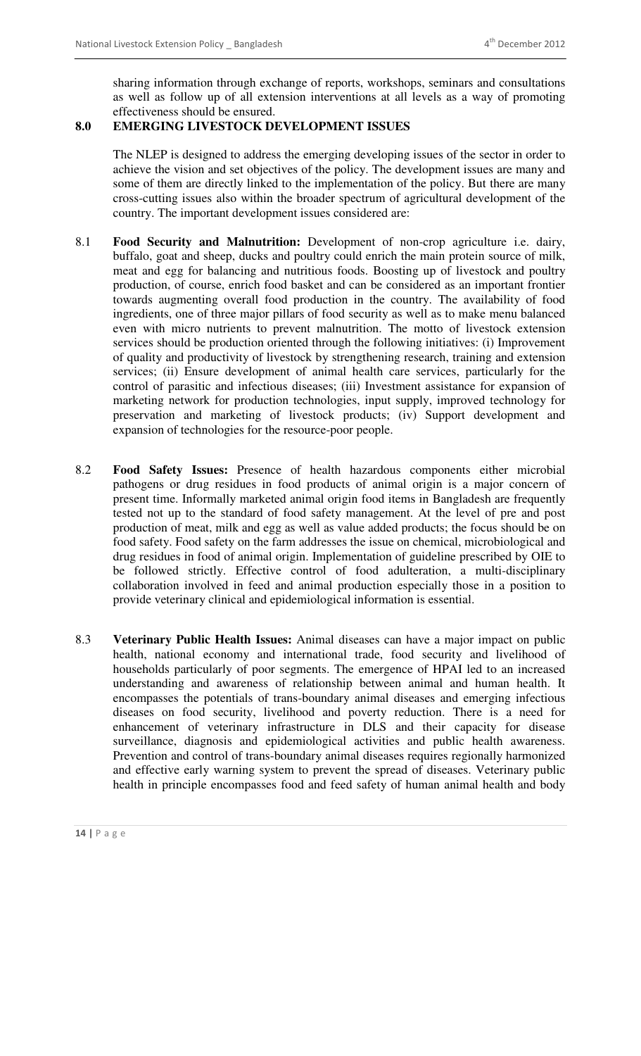sharing information through exchange of reports, workshops, seminars and consultations as well as follow up of all extension interventions at all levels as a way of promoting effectiveness should be ensured.

## 8.0 EMERGING LIVESTOCK DEVELOPMENT ISSUES

The NLEP is designed to address the emerging developing issues of the sector in order to achieve the vision and set objectives of the policy. The development issues are many and some of them are directly linked to the implementation of the policy. But there are many cross-cutting issues also within the broader spectrum of agricultural development of the country. The important development issues considered are:

8.1 **Food Security and Malnutrition:** Development of non-crop agriculture i.e. dairy, buffalo, goat and sheep, ducks and poultry could enrich the main protein source of milk, meat and egg for balancing and nutritious foods. Boosting up of livestock and poultry production, of course, enrich food basket and can be considered as an important frontier towards augmenting overall food production in the country. The availability of food ingredients, one of three major pillars of food security as well as to make menu balanced even with micro nutrients to prevent malnutrition. The motto of livestock extension services should be production oriented through the following initiatives: (i) Improvement of quality and productivity of livestock by strengthening research, training and extension services; (ii) Ensure development of animal health care services, particularly for the control of parasitic and infectious diseases; (iii) Investment assistance for expansion of marketing network for production technologies, input supply, improved technology for preservation and marketing of livestock products; (iv) Support development and expansion of technologies for the resource-poor people.

8.2 **Food Safety Issues:** Presence of health hazardous components either microbial pathogens or drug residues in food products of animal origin is a major concern of present time. Informally marketed animal origin food items in Bangladesh are frequently tested not up to the standard of food safety management. At the level of pre and post production of meat, milk and egg as well as value added products; the focus should be on food safety. Food safety on the farm addresses the issue on chemical, microbiological and drug residues in food of animal origin. Implementation of guideline prescribed by OIE to be followed strictly. Effective control of food adulteration, a multi-disciplinary collaboration involved in feed and animal production especially those in a position to provide veterinary clinical and epidemiological information is essential.

8.3 **Veterinary Public Health Issues:** Animal diseases can have a major impact on public health, national economy and international trade, food security and livelihood of households particularly of poor segments. The emergence of HPAI led to an increased understanding and awareness of relationship between animal and human health. It encompasses the potentials of trans-boundary animal diseases and emerging infectious diseases on food security, livelihood and poverty reduction. There is a need for enhancement of veterinary infrastructure in DLS and their capacity for disease surveillance, diagnosis and epidemiological activities and public health awareness. Prevention and control of trans-boundary animal diseases requires regionally harmonized and effective early warning system to prevent the spread of diseases. Veterinary public health in principle encompasses food and feed safety of human animal health and body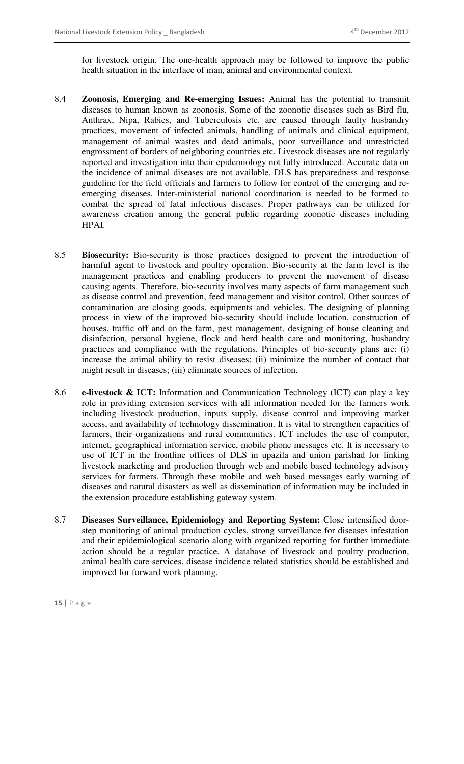for livestock origin. The one-health approach may be followed to improve the public health situation in the interface of man, animal and environmental context.

8.4 **Zoonosis, Emerging and Re-emerging Issues:** Animal has the potential to transmit diseases to human known as zoonosis. Some of the zoonotic diseases such as Bird flu, Anthrax, Nipa, Rabies, and Tuberculosis etc. are caused through faulty husbandry practices, movement of infected animals, handling of animals and clinical equipment, management of animal wastes and dead animals, poor surveillance and unrestricted engrossment of borders of neighboring countries etc. Livestock diseases are not regularly reported and investigation into their epidemiology not fully introduced. Accurate data on the incidence of animal diseases are not available. DLS has preparedness and response guideline for the field officials and farmers to follow for control of the emerging and re-emerging diseases. Inter-ministerial national coordination is needed to be formed to combat the spread of fatal infectious diseases. Proper pathways can be utilized for awareness creation among the general public regarding zoonotic diseases including HPAI.

8.5 **Biosecurity:** Bio-security is those practices designed to prevent the introduction of harmful agent to livestock and poultry operation. Bio-security at the farm level is the management practices and enabling producers to prevent the movement of disease causing agents. Therefore, bio-security involves many aspects of farm management such as disease control and prevention, feed management and visitor control. Other sources of contamination are closing goods, equipments and vehicles. The designing of planning process in view of the improved bio-security should include location, construction of houses, traffic off and on the farm, pest management, designing of house cleaning and disinfection, personal hygiene, flock and herd health care and monitoring, husbandry practices and compliance with the regulations. Principles of bio-security plans are: (i) increase the animal ability to resist diseases; (ii) minimize the number of contact that might result in diseases; (iii) eliminate sources of infection.

8.6 **e-livestock & ICT:** Information and Communication Technology (ICT) can play a key role in providing extension services with all information needed for the farmers work including livestock production, inputs supply, disease control and improving market access, and availability of technology dissemination. It is vital to strengthen capacities of farmers, their organizations and rural communities. ICT includes the use of computer, internet, geographical information service, mobile phone messages etc. It is necessary to use of ICT in the frontline offices of DLS in upazila and union parishad for linking livestock marketing and production through web and mobile based technology advisory services for farmers. Through these mobile and web based messages early warning of diseases and natural disasters as well as dissemination of information may be included in the extension procedure establishing gateway system.

8.7 **Diseases Surveillance, Epidemiology and Reporting System:** Close intensified door-step monitoring of animal production cycles, strong surveillance for diseases infestation and their epidemiological scenario along with organized reporting for further immediate action should be a regular practice. A database of livestock and poultry production, animal health care services, disease incidence related statistics should be established and improved for forward work planning.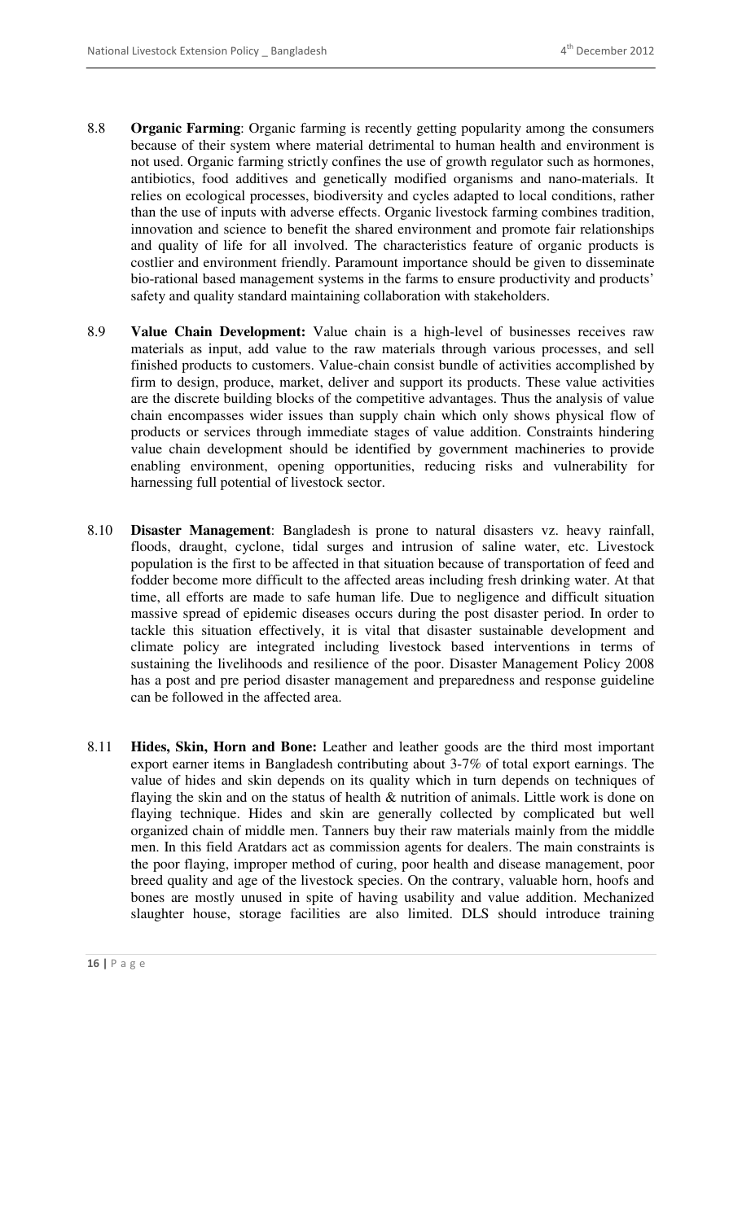8.8 **Organic Farming**: Organic farming is recently getting popularity among the consumers because of their system where material detrimental to human health and environment is not used. Organic farming strictly confines the use of growth regulator such as hormones, antibiotics, food additives and genetically modified organisms and nano-materials. It relies on ecological processes, biodiversity and cycles adapted to local conditions, rather than the use of inputs with adverse effects. Organic livestock farming combines tradition, innovation and science to benefit the shared environment and promote fair relationships and quality of life for all involved. The characteristics feature of organic products is costlier and environment friendly. Paramount importance should be given to disseminate bio-rational based management systems in the farms to ensure productivity and products' safety and quality standard maintaining collaboration with stakeholders.

8.9 **Value Chain Development:** Value chain is a high-level of businesses receives raw materials as input, add value to the raw materials through various processes, and sell finished products to customers. Value-chain consist bundle of activities accomplished by firm to design, produce, market, deliver and support its products. These value activities are the discrete building blocks of the competitive advantages. Thus the analysis of value chain encompasses wider issues than supply chain which only shows physical flow of products or services through immediate stages of value addition. Constraints hindering value chain development should be identified by government machineries to provide enabling environment, opening opportunities, reducing risks and vulnerability for harnessing full potential of livestock sector.

8.10 **Disaster Management**: Bangladesh is prone to natural disasters vz. heavy rainfall, floods, draught, cyclone, tidal surges and intrusion of saline water, etc. Livestock population is the first to be affected in that situation because of transportation of feed and fodder become more difficult to the affected areas including fresh drinking water. At that time, all efforts are made to safe human life. Due to negligence and difficult situation massive spread of epidemic diseases occurs during the post disaster period. In order to tackle this situation effectively, it is vital that disaster sustainable development and climate policy are integrated including livestock based interventions in terms of sustaining the livelihoods and resilience of the poor. Disaster Management Policy 2008 has a post and pre period disaster management and preparedness and response guideline can be followed in the affected area.

8.11 **Hides, Skin, Horn and Bone:** Leather and leather goods are the third most important export earner items in Bangladesh contributing about 3-7% of total export earnings. The value of hides and skin depends on its quality which in turn depends on techniques of flaying the skin and on the status of health & nutrition of animals. Little work is done on flaying technique. Hides and skin are generally collected by complicated but well organized chain of middle men. Tanners buy their raw materials mainly from the middle men. In this field Aratdars act as commission agents for dealers. The main constraints is the poor flaying, improper method of curing, poor health and disease management, poor breed quality and age of the livestock species. On the contrary, valuable horn, hoofs and bones are mostly unused in spite of having usability and value addition. Mechanized slaughter house, storage facilities are also limited. DLS should introduce training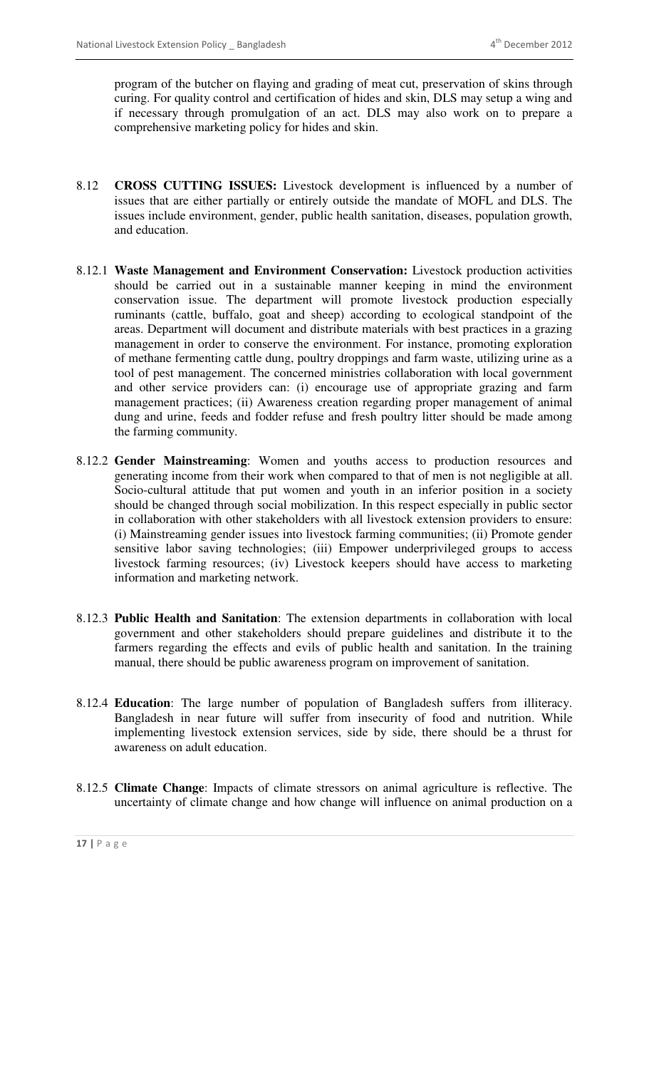program of the butcher on flaying and grading of meat cut, preservation of skins through curing. For quality control and certification of hides and skin, DLS may setup a wing and if necessary through promulgation of an act. DLS may also work on to prepare a comprehensive marketing policy for hides and skin.

8.12 **CROSS CUTTING ISSUES:** Livestock development is influenced by a number of issues that are either partially or entirely outside the mandate of MOFL and DLS. The issues include environment, gender, public health sanitation, diseases, population growth, and education.

8.12.1 **Waste Management and Environment Conservation:** Livestock production activities should be carried out in a sustainable manner keeping in mind the environment conservation issue. The department will promote livestock production especially ruminants (cattle, buffalo, goat and sheep) according to ecological standpoint of the areas. Department will document and distribute materials with best practices in a grazing management in order to conserve the environment. For instance, promoting exploration of methane fermenting cattle dung, poultry droppings and farm waste, utilizing urine as a tool of pest management. The concerned ministries collaboration with local government and other service providers can: (i) encourage use of appropriate grazing and farm management practices; (ii) Awareness creation regarding proper management of animal dung and urine, feeds and fodder refuse and fresh poultry litter should be made among the farming community.

8.12.2 **Gender Mainstreaming**: Women and youths access to production resources and generating income from their work when compared to that of men is not negligible at all. Socio-cultural attitude that put women and youth in an inferior position in a society should be changed through social mobilization. In this respect especially in public sector in collaboration with other stakeholders with all livestock extension providers to ensure: (i) Mainstreaming gender issues into livestock farming communities; (ii) Promote gender sensitive labor saving technologies; (iii) Empower underprivileged groups to access livestock farming resources; (iv) Livestock keepers should have access to marketing information and marketing network.

8.12.3 **Public Health and Sanitation**: The extension departments in collaboration with local government and other stakeholders should prepare guidelines and distribute it to the farmers regarding the effects and evils of public health and sanitation. In the training manual, there should be public awareness program on improvement of sanitation.

8.12.4 **Education**: The large number of population of Bangladesh suffers from illiteracy. Bangladesh in near future will suffer from insecurity of food and nutrition. While implementing livestock extension services, side by side, there should be a thrust for awareness on adult education.

8.12.5 **Climate Change**: Impacts of climate stressors on animal agriculture is reflective. The uncertainty of climate change and how change will influence on animal production on a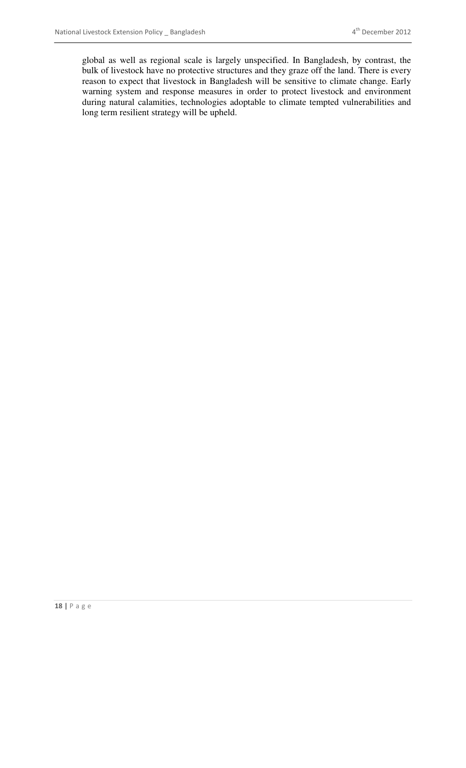global as well as regional scale is largely unspecified. In Bangladesh, by contrast, the bulk of livestock have no protective structures and they graze off the land. There is every reason to expect that livestock in Bangladesh will be sensitive to climate change. Early warning system and response measures in order to protect livestock and environment during natural calamities, technologies adoptable to climate tempted vulnerabilities and long term resilient strategy will be upheld.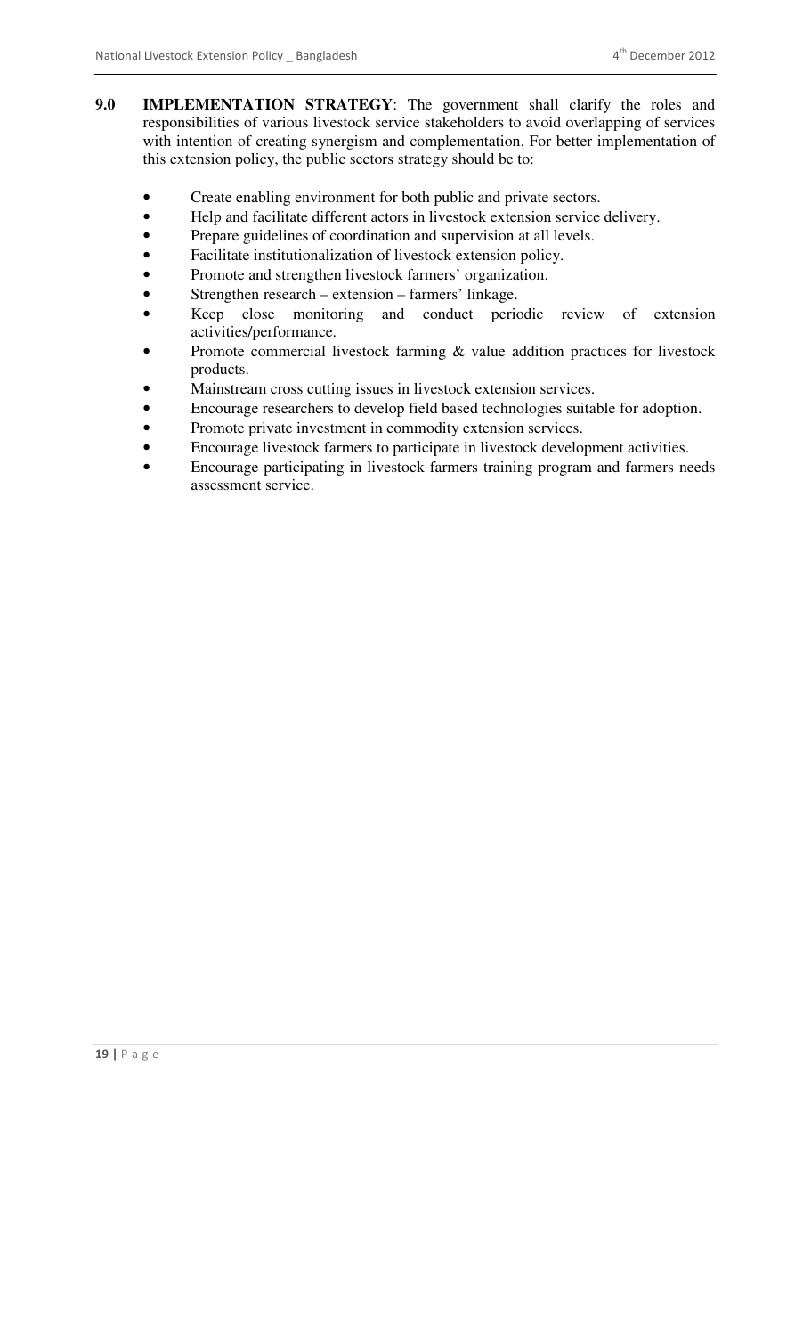## 9.0 IMPLEMENTATION STRATEGY

**9.0 IMPLEMENTATION STRATEGY**: The government shall clarify the roles and responsibilities of various livestock service stakeholders to avoid overlapping of services with intention of creating synergism and complementation. For better implementation of this extension policy, the public sectors strategy should be to:

- Create enabling environment for both public and private sectors.
- Help and facilitate different actors in livestock extension service delivery.
- Prepare guidelines of coordination and supervision at all levels.
- Facilitate institutionalization of livestock extension policy.
- Promote and strengthen livestock farmers' organization.
- Strengthen research – extension – farmers' linkage.
- Keep close monitoring and conduct periodic review of extension activities/performance.
- Promote commercial livestock farming & value addition practices for livestock products.
- Mainstream cross cutting issues in livestock extension services.
- Encourage researchers to develop field based technologies suitable for adoption.
- Promote private investment in commodity extension services.
- Encourage livestock farmers to participate in livestock development activities.
- Encourage participating in livestock farmers training program and farmers needs assessment service.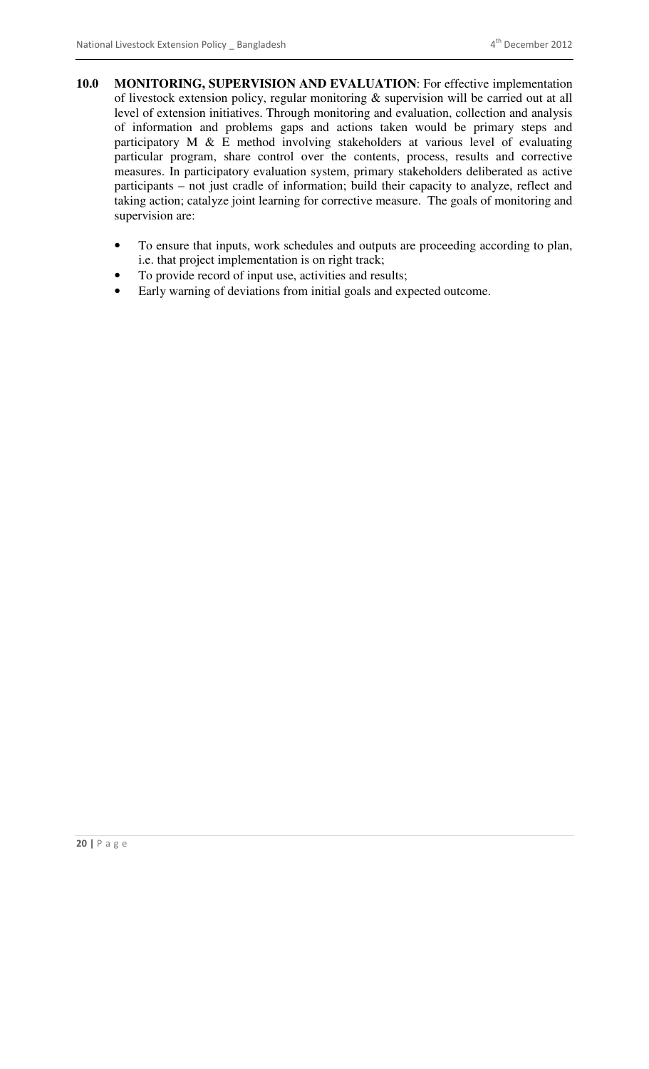**10.0 MONITORING, SUPERVISION AND EVALUATION**: For effective implementation of livestock extension policy, regular monitoring & supervision will be carried out at all level of extension initiatives. Through monitoring and evaluation, collection and analysis of information and problems gaps and actions taken would be primary steps and participatory M & E method involving stakeholders at various level of evaluating particular program, share control over the contents, process, results and corrective measures. In participatory evaluation system, primary stakeholders deliberated as active participants – not just cradle of information; build their capacity to analyze, reflect and taking action; catalyze joint learning for corrective measure. The goals of monitoring and supervision are:

- To ensure that inputs, work schedules and outputs are proceeding according to plan, i.e. that project implementation is on right track;
- To provide record of input use, activities and results;
- Early warning of deviations from initial goals and expected outcome.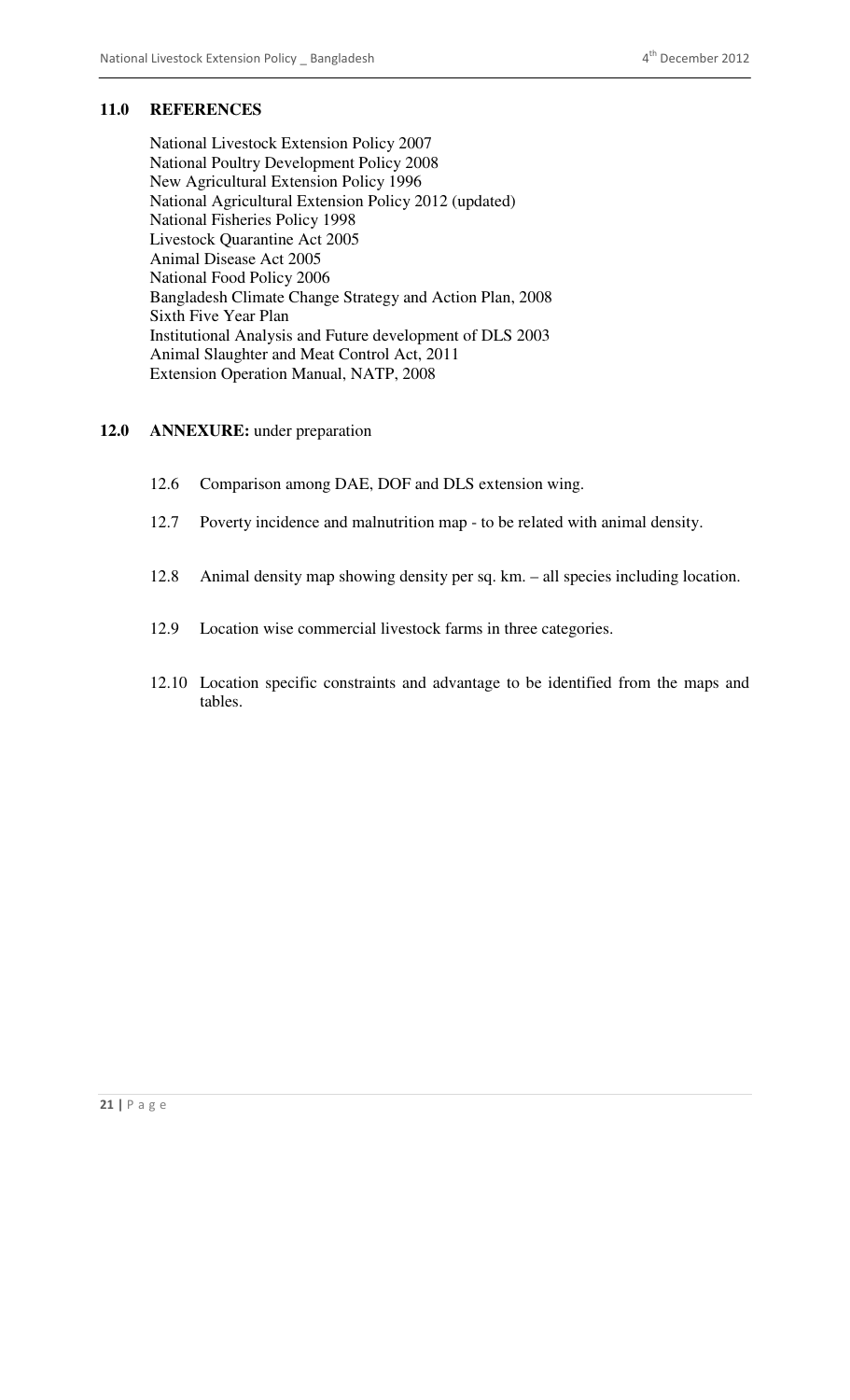## 11.0 REFERENCES

National Livestock Extension Policy 2007
National Poultry Development Policy 2008
New Agricultural Extension Policy 1996
National Agricultural Extension Policy 2012 (updated)
National Fisheries Policy 1998
Livestock Quarantine Act 2005
Animal Disease Act 2005
National Food Policy 2006
Bangladesh Climate Change Strategy and Action Plan, 2008
Sixth Five Year Plan
Institutional Analysis and Future development of DLS 2003
Animal Slaughter and Meat Control Act, 2011
Extension Operation Manual, NATP, 2008

## 12.0 ANNEXURE: under preparation

12.6 Comparison among DAE, DOF and DLS extension wing.

12.7 Poverty incidence and malnutrition map - to be related with animal density.

12.8 Animal density map showing density per sq. km. – all species including location.

12.9 Location wise commercial livestock farms in three categories.

12.10 Location specific constraints and advantage to be identified from the maps and tables.